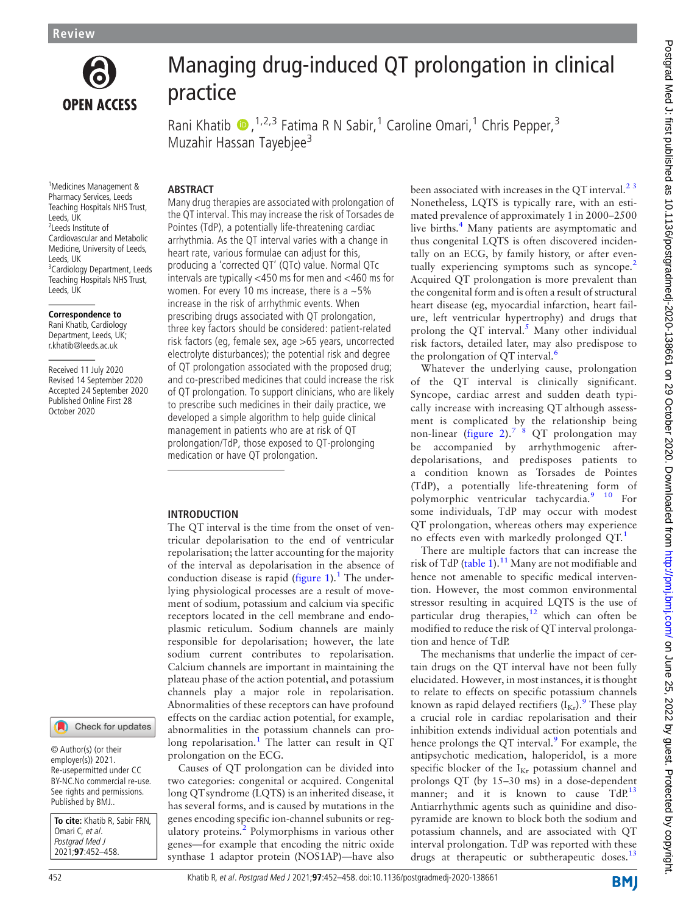Review

# Managing drug-induced QT prolongation in clinical practice

Rani Khatib,[1,2,3] Fatima R N Sabir,[1] Caroline Omari,[1] Chris Pepper,[3] Muzahir Hassan Tayebjee[3]

[1]Medicines Management & Pharmacy Services, Leeds Teaching Hospitals NHS Trust, Leeds, UK
[2]Leeds Institute of Cardiovascular and Metabolic Medicine, University of Leeds, Leeds, UK
[3]Cardiology Department, Leeds Teaching Hospitals NHS Trust, Leeds, UK

**Correspondence to**
Rani Khatib, Cardiology Department, Leeds, UK; r.khatib@leeds.ac.uk

Received 11 July 2020
Revised 14 September 2020
Accepted 24 September 2020
Published Online First 28 October 2020

© Author(s) (or their employer(s)) 2021. Re-use permitted under CC BY-NC. No commercial re-use. See rights and permissions. Published by BMJ..

**To cite:** Khatib R, Sabir FRN, Omari C, *et al*. *Postgrad Med J* 2021;**97**:452–458.

## ABSTRACT

Many drug therapies are associated with prolongation of the QT interval. This may increase the risk of Torsades de Pointes (TdP), a potentially life-threatening cardiac arrhythmia. As the QT interval varies with a change in heart rate, various formulae can adjust for this, producing a 'corrected QT' (QTc) value. Normal QTc intervals are typically <450 ms for men and <460 ms for women. For every 10 ms increase, there is a ~5% increase in the risk of arrhythmic events. When prescribing drugs associated with QT prolongation, three key factors should be considered: patient-related risk factors (eg, female sex, age >65 years, uncorrected electrolyte disturbances); the potential risk and degree of QT prolongation associated with the proposed drug; and co-prescribed medicines that could increase the risk of QT prolongation. To support clinicians, who are likely to prescribe such medicines in their daily practice, we developed a simple algorithm to help guide clinical management in patients who are at risk of QT prolongation/TdP, those exposed to QT-prolonging medication or have QT prolongation.

## INTRODUCTION

The QT interval is the time from the onset of ventricular depolarisation to the end of ventricular repolarisation; the latter accounting for the majority of the interval as depolarisation in the absence of conduction disease is rapid (figure 1).[1] The underlying physiological processes are a result of movement of sodium, potassium and calcium via specific receptors located in the cell membrane and endoplasmic reticulum. Sodium channels are mainly responsible for depolarisation; however, the late sodium current contributes to repolarisation. Calcium channels are important in maintaining the plateau phase of the action potential, and potassium channels play a major role in repolarisation. Abnormalities of these receptors can have profound effects on the cardiac action potential, for example, abnormalities in the potassium channels can prolong repolarisation.[1] The latter can result in QT prolongation on the ECG.

Causes of QT prolongation can be divided into two categories: congenital or acquired. Congenital long QT syndrome (LQTS) is an inherited disease, it has several forms, and is caused by mutations in the genes encoding specific ion-channel subunits or regulatory proteins.[2] Polymorphisms in various other genes—for example that encoding the nitric oxide synthase 1 adaptor protein (NOS1AP)—have also been associated with increases in the QT interval.[2,3] Nonetheless, LQTS is typically rare, with an estimated prevalence of approximately 1 in 2000–2500 live births.[4] Many patients are asymptomatic and thus congenital LQTS is often discovered incidentally on an ECG, by family history, or after eventually experiencing symptoms such as syncope.[2] Acquired QT prolongation is more prevalent than the congenital form and is often a result of structural heart disease (eg, myocardial infarction, heart failure, left ventricular hypertrophy) and drugs that prolong the QT interval.[5] Many other individual risk factors, detailed later, may also predispose to the prolongation of QT interval.[6]

Whatever the underlying cause, prolongation of the QT interval is clinically significant. Syncope, cardiac arrest and sudden death typically increase with increasing QT although assessment is complicated by the relationship being non-linear (figure 2).[7,8] QT prolongation may be accompanied by arrhythmogenic afterdepolarisations, and predisposes patients to a condition known as Torsades de Pointes (TdP), a potentially life-threatening form of polymorphic ventricular tachycardia.[9,10] For some individuals, TdP may occur with modest QT prolongation, whereas others may experience no effects even with markedly prolonged QT.[1]

There are multiple factors that can increase the risk of TdP (table 1).[11] Many are not modifiable and hence not amenable to specific medical intervention. However, the most common environmental stressor resulting in acquired LQTS is the use of particular drug therapies,[12] which can often be modified to reduce the risk of QT interval prolongation and hence of TdP.

The mechanisms that underlie the impact of certain drugs on the QT interval have not been fully elucidated. However, in most instances, it is thought to relate to effects on specific potassium channels known as rapid delayed rectifiers ($I_{Kr}$).[9] These play a crucial role in cardiac repolarisation and their inhibition extends individual action potentials and hence prolongs the QT interval.[9] For example, the antipsychotic medication, haloperidol, is a more specific blocker of the $I_{Kr}$ potassium channel and prolongs QT (by 15–30 ms) in a dose-dependent manner; and it is known to cause TdP.[13] Antiarrhythmic agents such as quinidine and disopyramide are known to block both the sodium and potassium channels, and are associated with QT interval prolongation. TdP was reported with these drugs at therapeutic or subtherapeutic doses.[13]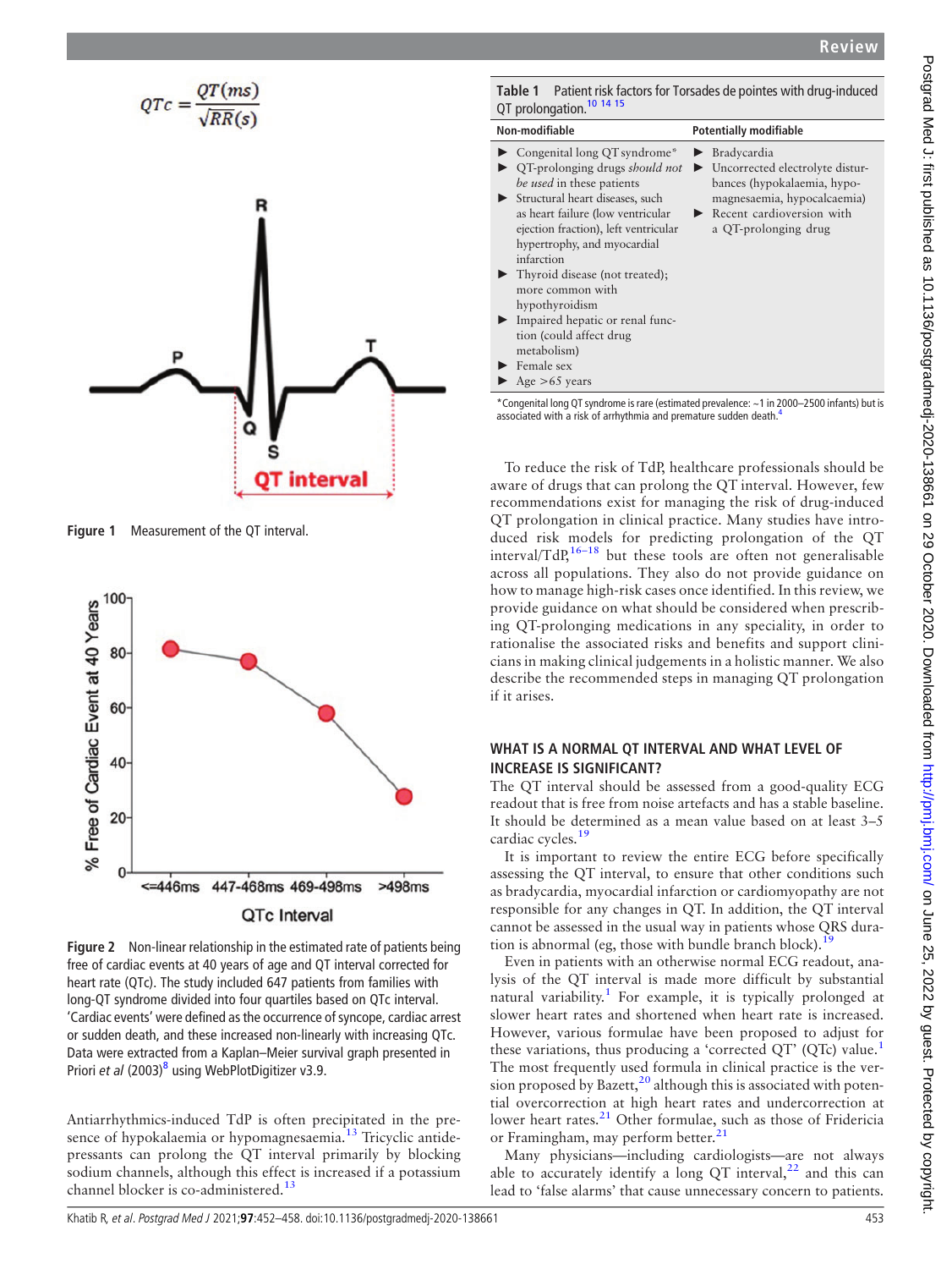$$QTc = \frac{QT(ms)}{\sqrt{RR(s)}}$$

Figure 1 Measurement of the QT interval.

Figure 2 Non-linear relationship in the estimated rate of patients being free of cardiac events at 40 years of age and QT interval corrected for heart rate (QTc). The study included 647 patients from families with long-QT syndrome divided into four quartiles based on QTc interval. 'Cardiac events' were defined as the occurrence of syncope, cardiac arrest or sudden death, and these increased non-linearly with increasing QTc. Data were extracted from a Kaplan–Meier survival graph presented in Priori *et al* (2003)[8] using WebPlotDigitizer v3.9.

Antiarrhythmics-induced TdP is often precipitated in the presence of hypokalaemia or hypomagnesaemia.[13] Tricyclic antidepressants can prolong the QT interval primarily by blocking sodium channels, although this effect is increased if a potassium channel blocker is co-administered.[13]

**Table 1** Patient risk factors for Torsades de pointes with drug-induced QT prolongation.[10 14 15]

| Non-modifiable | Potentially modifiable |
|---|---|
| ▶ Congenital long QT syndrome* | ▶ Bradycardia |
| ▶ QT-prolonging drugs *should not be used* in these patients | ▶ Uncorrected electrolyte disturbances (hypokalaemia, hypomagnesaemia, hypocalcaemia) |
| ▶ Structural heart diseases, such as heart failure (low ventricular ejection fraction), left ventricular hypertrophy, and myocardial infarction | ▶ Recent cardioversion with a QT-prolonging drug |
| ▶ Thyroid disease (not treated); more common with hypothyroidism | |
| ▶ Impaired hepatic or renal function (could affect drug metabolism) | |
| ▶ Female sex | |
| ▶ Age >65 years | |

*Congenital long QT syndrome is rare (estimated prevalence: ~1 in 2000–2500 infants) but is associated with a risk of arrhythmia and premature sudden death.[4]

To reduce the risk of TdP, healthcare professionals should be aware of drugs that can prolong the QT interval. However, few recommendations exist for managing the risk of drug-induced QT prolongation in clinical practice. Many studies have introduced risk models for predicting prolongation of the QT interval/TdP,[16–18] but these tools are often not generalisable across all populations. They also do not provide guidance on how to manage high-risk cases once identified. In this review, we provide guidance on what should be considered when prescribing QT-prolonging medications in any speciality, in order to rationalise the associated risks and benefits and support clinicians in making clinical judgements in a holistic manner. We also describe the recommended steps in managing QT prolongation if it arises.

## WHAT IS A NORMAL QT INTERVAL AND WHAT LEVEL OF INCREASE IS SIGNIFICANT?

The QT interval should be assessed from a good-quality ECG readout that is free from noise artefacts and has a stable baseline. It should be determined as a mean value based on at least 3–5 cardiac cycles.[19]

It is important to review the entire ECG before specifically assessing the QT interval, to ensure that other conditions such as bradycardia, myocardial infarction or cardiomyopathy are not responsible for any changes in QT. In addition, the QT interval cannot be assessed in the usual way in patients whose QRS duration is abnormal (eg, those with bundle branch block).[19]

Even in patients with an otherwise normal ECG readout, analysis of the QT interval is made more difficult by substantial natural variability.[1] For example, it is typically prolonged at slower heart rates and shortened when heart rate is increased. However, various formulae have been proposed to adjust for these variations, thus producing a 'corrected QT' (QTc) value.[1] The most frequently used formula in clinical practice is the version proposed by Bazett,[20] although this is associated with potential overcorrection at high heart rates and undercorrection at lower heart rates.[21] Other formulae, such as those of Fridericia or Framingham, may perform better.[21]

Many physicians—including cardiologists—are not always able to accurately identify a long QT interval,[22] and this can lead to 'false alarms' that cause unnecessary concern to patients.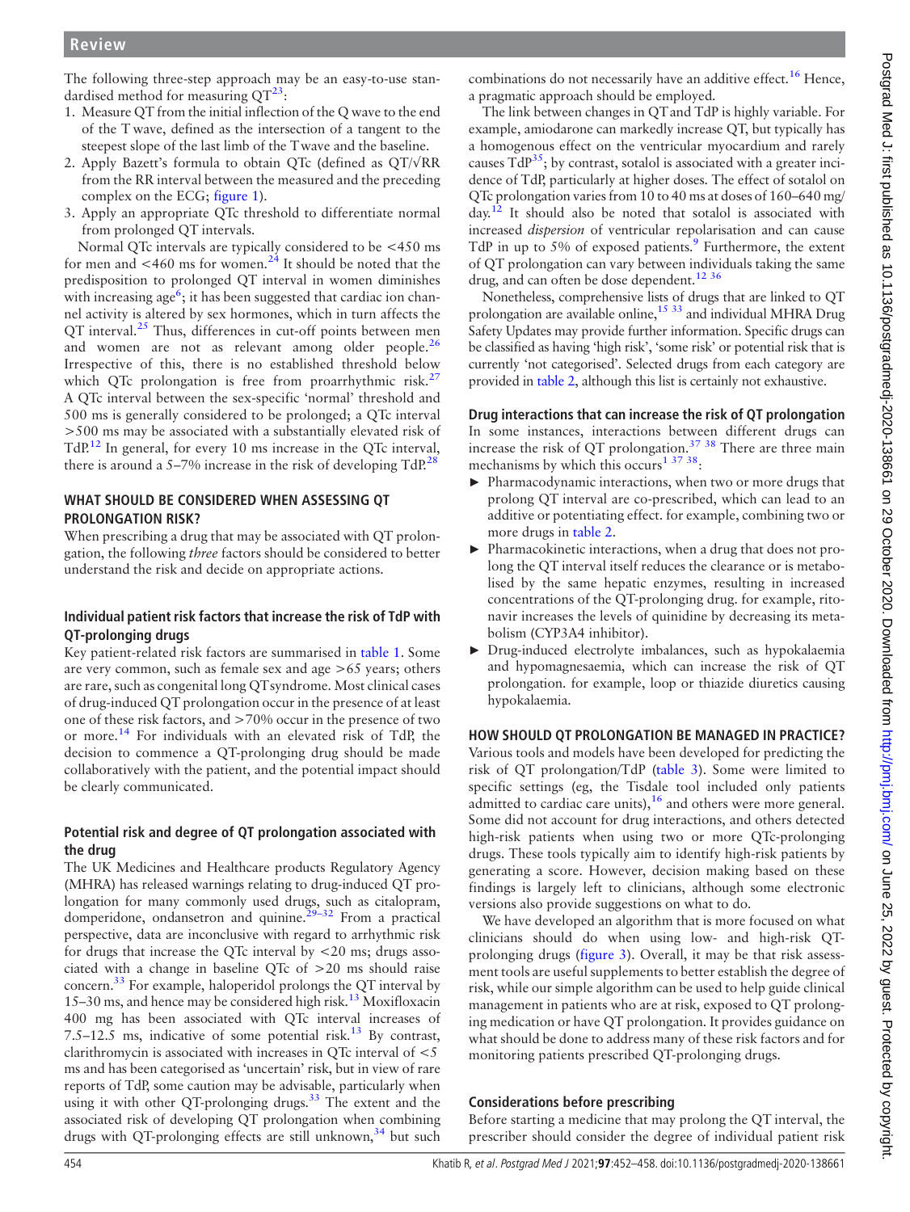The following three-step approach may be an easy-to-use standardised method for measuring QT[23]:

1. Measure QT from the initial inflection of the Q wave to the end of the T wave, defined as the intersection of a tangent to the steepest slope of the last limb of the T wave and the baseline.
2. Apply Bazett's formula to obtain QTc (defined as $QT/\sqrt{RR}$ from the RR interval between the measured and the preceding complex on the ECG; figure 1).
3. Apply an appropriate QTc threshold to differentiate normal from prolonged QT intervals.

Normal QTc intervals are typically considered to be <450 ms for men and <460 ms for women.[24] It should be noted that the predisposition to prolonged QT interval in women diminishes with increasing age[6]; it has been suggested that cardiac ion channel activity is altered by sex hormones, which in turn affects the QT interval.[25] Thus, differences in cut-off points between men and women are not as relevant among older people.[26] Irrespective of this, there is no established threshold below which QTc prolongation is free from proarrhythmic risk.[27] A QTc interval between the sex-specific 'normal' threshold and 500 ms is generally considered to be prolonged; a QTc interval >500 ms may be associated with a substantially elevated risk of TdP.[12] In general, for every 10 ms increase in the QTc interval, there is around a 5–7% increase in the risk of developing TdP.[28]

## WHAT SHOULD BE CONSIDERED WHEN ASSESSING QT PROLONGATION RISK?

When prescribing a drug that may be associated with QT prolongation, the following *three* factors should be considered to better understand the risk and decide on appropriate actions.

### Individual patient risk factors that increase the risk of TdP with QT-prolonging drugs

Key patient-related risk factors are summarised in table 1. Some are very common, such as female sex and age >65 years; others are rare, such as congenital long QT syndrome. Most clinical cases of drug-induced QT prolongation occur in the presence of at least one of these risk factors, and >70% occur in the presence of two or more.[14] For individuals with an elevated risk of TdP, the decision to commence a QT-prolonging drug should be made collaboratively with the patient, and the potential impact should be clearly communicated.

### Potential risk and degree of QT prolongation associated with the drug

The UK Medicines and Healthcare products Regulatory Agency (MHRA) has released warnings relating to drug-induced QT prolongation for many commonly used drugs, such as citalopram, domperidone, ondansetron and quinine.[29–32] From a practical perspective, data are inconclusive with regard to arrhythmic risk for drugs that increase the QTc interval by <20 ms; drugs associated with a change in baseline QTc of >20 ms should raise concern.[33] For example, haloperidol prolongs the QT interval by 15–30 ms, and hence may be considered high risk.[13] Moxifloxacin 400 mg has been associated with QTc interval increases of 7.5–12.5 ms, indicative of some potential risk.[13] By contrast, clarithromycin is associated with increases in QTc interval of <5 ms and has been categorised as 'uncertain' risk, but in view of rare reports of TdP, some caution may be advisable, particularly when using it with other QT-prolonging drugs.[33] The extent and the associated risk of developing QT prolongation when combining drugs with QT-prolonging effects are still unknown,[34] but such combinations do not necessarily have an additive effect.[16] Hence, a pragmatic approach should be employed.

The link between changes in QT and TdP is highly variable. For example, amiodarone can markedly increase QT, but typically has a homogenous effect on the ventricular myocardium and rarely causes TdP[35]; by contrast, sotalol is associated with a greater incidence of TdP, particularly at higher doses. The effect of sotalol on QTc prolongation varies from 10 to 40 ms at doses of 160–640 mg/day.[12] It should also be noted that sotalol is associated with increased *dispersion* of ventricular repolarisation and can cause TdP in up to 5% of exposed patients.[9] Furthermore, the extent of QT prolongation can vary between individuals taking the same drug, and can often be dose dependent.[12 36]

Nonetheless, comprehensive lists of drugs that are linked to QT prolongation are available online,[15 33] and individual MHRA Drug Safety Updates may provide further information. Specific drugs can be classified as having 'high risk', 'some risk' or potential risk that is currently 'not categorised'. Selected drugs from each category are provided in table 2, although this list is certainly not exhaustive.

### Drug interactions that can increase the risk of QT prolongation

In some instances, interactions between different drugs can increase the risk of QT prolongation.[37 38] There are three main mechanisms by which this occurs[1 37 38]:

- Pharmacodynamic interactions, when two or more drugs that prolong QT interval are co-prescribed, which can lead to an additive or potentiating effect. for example, combining two or more drugs in table 2.
- Pharmacokinetic interactions, when a drug that does not prolong the QT interval itself reduces the clearance or is metabolised by the same hepatic enzymes, resulting in increased concentrations of the QT-prolonging drug. for example, ritonavir increases the levels of quinidine by decreasing its metabolism (CYP3A4 inhibitor).
- Drug-induced electrolyte imbalances, such as hypokalaemia and hypomagnesaemia, which can increase the risk of QT prolongation. for example, loop or thiazide diuretics causing hypokalaemia.

## HOW SHOULD QT PROLONGATION BE MANAGED IN PRACTICE?

Various tools and models have been developed for predicting the risk of QT prolongation/TdP (table 3). Some were limited to specific settings (eg, the Tisdale tool included only patients admitted to cardiac care units),[16] and others were more general. Some did not account for drug interactions, and others detected high-risk patients when using two or more QTc-prolonging drugs. These tools typically aim to identify high-risk patients by generating a score. However, decision making based on these findings is largely left to clinicians, although some electronic versions also provide suggestions on what to do.

We have developed an algorithm that is more focused on what clinicians should do when using low- and high-risk QT-prolonging drugs (figure 3). Overall, it may be that risk assessment tools are useful supplements to better establish the degree of risk, while our simple algorithm can be used to help guide clinical management in patients who are at risk, exposed to QT prolonging medication or have QT prolongation. It provides guidance on what should be done to address many of these risk factors and for monitoring patients prescribed QT-prolonging drugs.

### Considerations before prescribing

Before starting a medicine that may prolong the QT interval, the prescriber should consider the degree of individual patient risk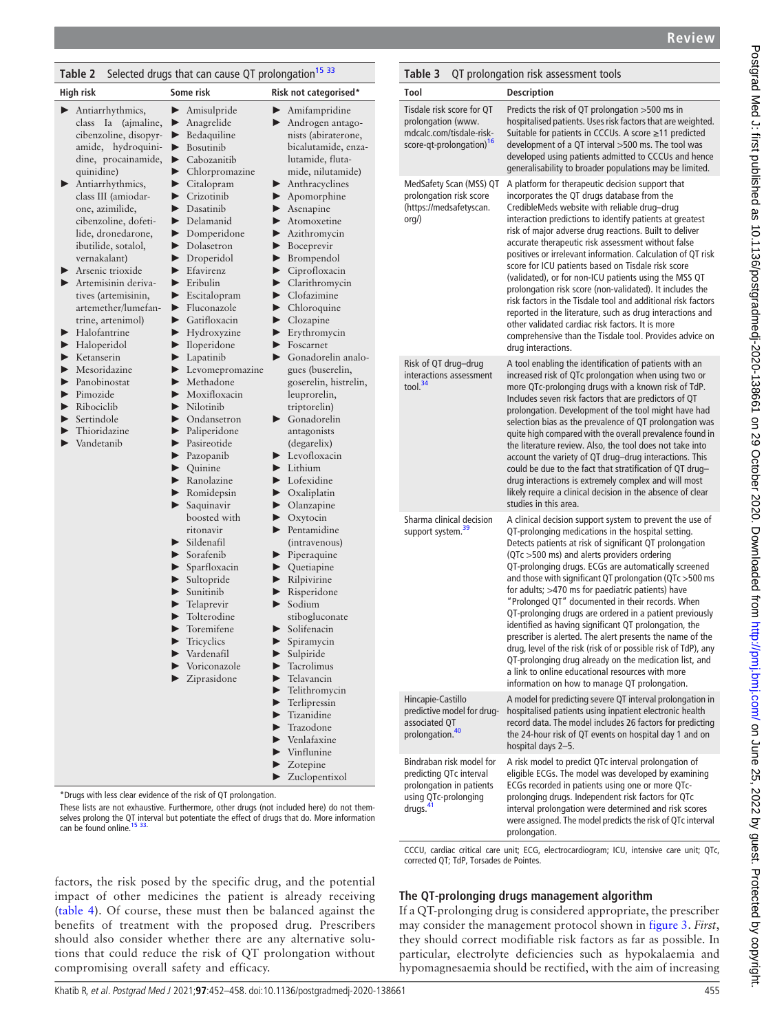**Table 2** Selected drugs that can cause QT prolongation[15 33]

| High risk | Some risk | Risk not categorised* |
|---|---|---|
| Antiarrhythmics, class Ia (ajmaline, cibenzoline, disopyramide, hydroquinidine, procainamide, quinidine)<br>Antiarrhythmics, class III (amiodarone, azimilide, cibenzoline, dofetilide, dronedarone, ibutilide, sotalol, vernakalant)<br>Arsenic trioxide<br>Artemisinin derivatives (artemisinin, artemether/lumefantrine, artenimol)<br>Halofantrine<br>Haloperidol<br>Ketanserin<br>Mesoridazine<br>Panobinostat<br>Pimozide<br>Ribociclib<br>Sertindole<br>Thioridazine<br>Vandetanib | Amisulpride<br>Anagrelide<br>Bedaquiline<br>Bosutinib<br>Cabozanitib<br>Chlorpromazine<br>Citalopram<br>Crizotinib<br>Dasatinib<br>Delamanid<br>Domperidone<br>Dolasetron<br>Droperidol<br>Efavirenz<br>Eribulin<br>Escitalopram<br>Fluconazole<br>Gatifloxacin<br>Hydroxyzine<br>Iloperidone<br>Lapatinib<br>Levomepromazine<br>Methadone<br>Moxifloxacin<br>Nilotinib<br>Ondansetron<br>Paliperidone<br>Pasireotide<br>Pazopanib<br>Quinine<br>Ranolazine<br>Romidepsin<br>Saquinavir boosted with ritonavir<br>Sildenafil<br>Sorafenib<br>Sparfloxacin<br>Sultopride<br>Sunitinib<br>Telaprevir<br>Tolterodine<br>Toremifene<br>Tricyclics<br>Vardenafil<br>Voriconazole<br>Ziprasidone | Amifampridine<br>Androgen antagonists (abiraterone, bicalutamide, enzalutamide, flutamide, nilutamide)<br>Anthracyclines<br>Apomorphine<br>Asenapine<br>Atomoxetine<br>Azithromycin<br>Boceprevir<br>Brompendol<br>Ciprofloxacin<br>Clarithromycin<br>Clofazimine<br>Chloroquine<br>Clozapine<br>Erythromycin<br>Foscarnet<br>Gonadorelin analogues (buserelin, goserelin, histrelin, leuprorelin, triptorelin)<br>Gonadorelin antagonists (degarelix)<br>Levofloxacin<br>Lithium<br>Lofexidine<br>Oxaliplatin<br>Olanzapine<br>Oxytocin<br>Pentamidine (intravenous)<br>Piperaquine<br>Quetiapine<br>Rilpivirine<br>Risperidone<br>Sodium stibogluconate<br>Solifenacin<br>Spiramycin<br>Sulpiride<br>Tacrolimus<br>Telavancin<br>Telithromycin<br>Terlipressin<br>Tizanidine<br>Trazodone<br>Venlafaxine<br>Vinflunine<br>Zotepine<br>Zuclopentixol |

*Drugs with less clear evidence of the risk of QT prolongation.

These lists are not exhaustive. Furthermore, other drugs (not included here) do not themselves prolong the QT interval but potentiate the effect of drugs that do. More information can be found online.[15 33]

factors, the risk posed by the specific drug, and the potential impact of other medicines the patient is already receiving (table 4). Of course, these must then be balanced against the benefits of treatment with the proposed drug. Prescribers should also consider whether there are any alternative solutions that could reduce the risk of QT prolongation without compromising overall safety and efficacy.

**Table 3** QT prolongation risk assessment tools

| Tool | Description |
|---|---|
| Tisdale risk score for QT prolongation (www.mdcalc.com/tisdale-risk-score-qt-prolongation)[16] | Predicts the risk of QT prolongation >500 ms in hospitalised patients. Uses risk factors that are weighted. Suitable for patients in CCCUs. A score ≥11 predicted development of a QT interval >500 ms. The tool was developed using patients admitted to CCCUs and hence generalisability to broader populations may be limited. |
| MedSafety Scan (MSS) QT prolongation risk score (https://medsafetyscan.org/) | A platform for therapeutic decision support that incorporates the QT drugs database from the CredibleMeds website with reliable drug–drug interaction predictions to identify patients at greatest risk of major adverse drug reactions. Built to deliver accurate therapeutic risk assessment without false positives or irrelevant information. Calculation of QT risk score for ICU patients based on Tisdale risk score (validated), or for non-ICU patients using the MSS QT prolongation risk score (non-validated). It includes the risk factors in the Tisdale tool and additional risk factors reported in the literature, such as drug interactions and other validated cardiac risk factors. It is more comprehensive than the Tisdale tool. Provides advice on drug interactions. |
| Risk of QT drug–drug interactions assessment tool.[34] | A tool enabling the identification of patients with an increased risk of QTc prolongation when using two or more QTc-prolonging drugs with a known risk of TdP. Includes seven risk factors that are predictors of QT prolongation. Development of the tool might have had selection bias as the prevalence of QT prolongation was quite high compared with the overall prevalence found in the literature review. Also, the tool does not take into account the variety of QT drug–drug interactions. This could be due to the fact that stratification of QT drug–drug interactions is extremely complex and will most likely require a clinical decision in the absence of clear studies in this area. |
| Sharma clinical decision support system.[39] | A clinical decision support system to prevent the use of QT-prolonging medications in the hospital setting. Detects patients at risk of significant QT prolongation (QTc >500 ms) and alerts providers ordering QT-prolonging drugs. ECGs are automatically screened and those with significant QT prolongation (QTc >500 ms for adults; >470 ms for paediatric patients) have "Prolonged QT" documented in their records. When QT-prolonging drugs are ordered in a patient previously identified as having significant QT prolongation, the prescriber is alerted. The alert presents the name of the drug, level of the risk (risk of or possible risk of TdP), any QT-prolonging drug already on the medication list, and a link to online educational resources with more information on how to manage QT prolongation. |
| Hincapie-Castillo predictive model for drug-associated QT prolongation.[40] | A model for predicting severe QT interval prolongation in hospitalised patients using inpatient electronic health record data. The model includes 26 factors for predicting the 24-hour risk of QT events on hospital day 1 and on hospital days 2–5. |
| Bindraban risk model for predicting QTc interval prolongation in patients using QTc-prolonging drugs.[41] | A risk model to predict QTc interval prolongation of eligible ECGs. The model was developed by examining ECGs recorded in patients using one or more QTc-prolonging drugs. Independent risk factors for QTc interval prolongation were determined and risk scores were assigned. The model predicts the risk of QTc interval prolongation. |

CCCU, cardiac critical care unit; ECG, electrocardiogram; ICU, intensive care unit; QTc, corrected QT; TdP, Torsades de Pointes.

## The QT-prolonging drugs management algorithm

If a QT-prolonging drug is considered appropriate, the prescriber may consider the management protocol shown in figure 3. *First*, they should correct modifiable risk factors as far as possible. In particular, electrolyte deficiencies such as hypokalaemia and hypomagnesaemia should be rectified, with the aim of increasing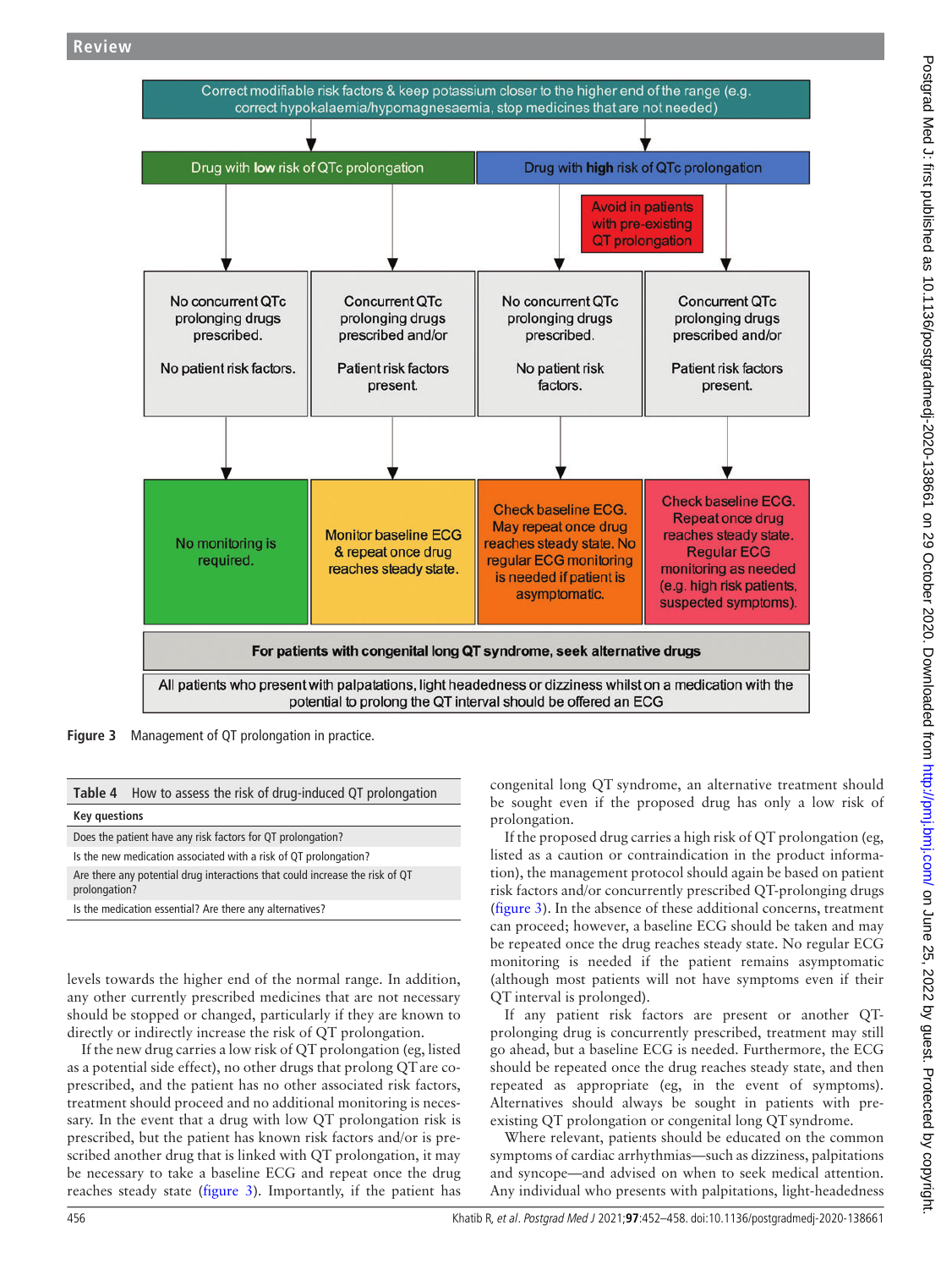Correct modifiable risk factors & keep potassium closer to the higher end of the range (e.g. correct hypokalaemia/hypomagnesaemia, stop medicines that are not needed)

Drug with **low** risk of QTc prolongation

Drug with **high** risk of QTc prolongation

Avoid in patients with pre-existing QT prolongation

No concurrent QTc prolonging drugs prescribed. No patient risk factors.

Concurrent QTc prolonging drugs prescribed and/or Patient risk factors present.

No concurrent QTc prolonging drugs prescribed. No patient risk factors.

Concurrent QTc prolonging drugs prescribed and/or Patient risk factors present.

No monitoring is required.

Monitor baseline ECG & repeat once drug reaches steady state.

Check baseline ECG. May repeat once drug reaches steady state. No regular ECG monitoring is needed if patient is asymptomatic.

Check baseline ECG. Repeat once drug reaches steady state. Regular ECG monitoring as needed (e.g. high risk patients, suspected symptoms).

**For patients with congenital long QT syndrome, seek alternative drugs**

All patients who present with palpatations, light headedness or dizziness whilst on a medication with the potential to prolong the QT interval should be offered an ECG

**Figure 3** Management of QT prolongation in practice.

**Table 4** How to assess the risk of drug-induced QT prolongation

| **Key questions** |
|---|
| Does the patient have any risk factors for QT prolongation? |
| Is the new medication associated with a risk of QT prolongation? |
| Are there any potential drug interactions that could increase the risk of QT prolongation? |
| Is the medication essential? Are there any alternatives? |

levels towards the higher end of the normal range. In addition, any other currently prescribed medicines that are not necessary should be stopped or changed, particularly if they are known to directly or indirectly increase the risk of QT prolongation.

If the new drug carries a low risk of QT prolongation (eg, listed as a potential side effect), no other drugs that prolong QT are co-prescribed, and the patient has no other associated risk factors, treatment should proceed and no additional monitoring is necessary. In the event that a drug with low QT prolongation risk is prescribed, but the patient has known risk factors and/or is prescribed another drug that is linked with QT prolongation, it may be necessary to take a baseline ECG and repeat once the drug reaches steady state (figure 3). Importantly, if the patient has congenital long QT syndrome, an alternative treatment should be sought even if the proposed drug has only a low risk of prolongation.

If the proposed drug carries a high risk of QT prolongation (eg, listed as a caution or contraindication in the product information), the management protocol should again be based on patient risk factors and/or concurrently prescribed QT-prolonging drugs (figure 3). In the absence of these additional concerns, treatment can proceed; however, a baseline ECG should be taken and may be repeated once the drug reaches steady state. No regular ECG monitoring is needed if the patient remains asymptomatic (although most patients will not have symptoms even if their QT interval is prolonged).

If any patient risk factors are present or another QT-prolonging drug is concurrently prescribed, treatment may still go ahead, but a baseline ECG is needed. Furthermore, the ECG should be repeated once the drug reaches steady state, and then repeated as appropriate (eg, in the event of symptoms). Alternatives should always be sought in patients with pre-existing QT prolongation or congenital long QT syndrome.

Where relevant, patients should be educated on the common symptoms of cardiac arrhythmias—such as dizziness, palpitations and syncope—and advised on when to seek medical attention. Any individual who presents with palpitations, light-headedness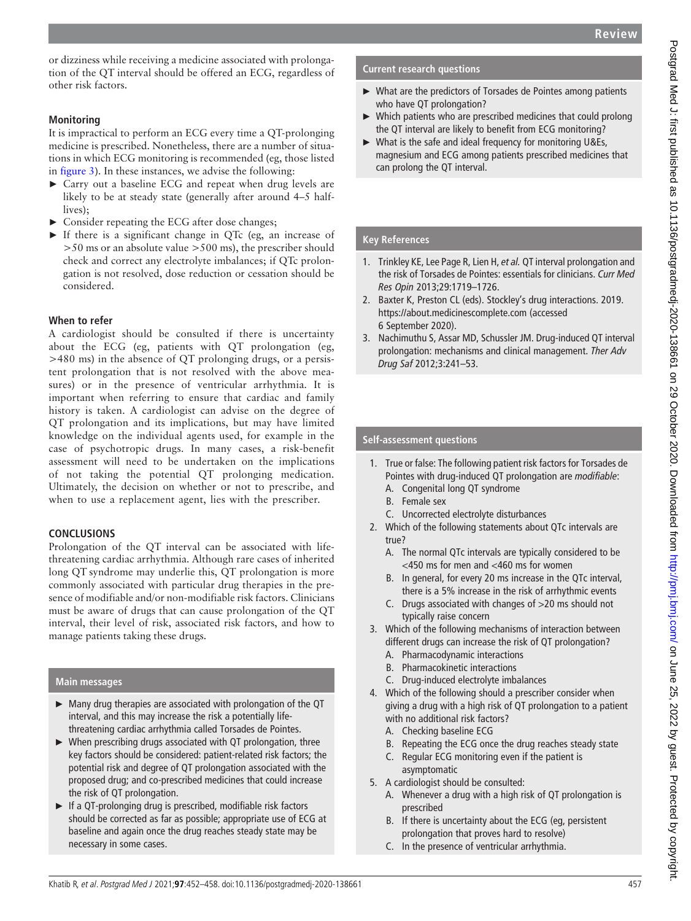or dizziness while receiving a medicine associated with prolongation of the QT interval should be offered an ECG, regardless of other risk factors.

### Monitoring

It is impractical to perform an ECG every time a QT-prolonging medicine is prescribed. Nonetheless, there are a number of situations in which ECG monitoring is recommended (eg, those listed in figure 3). In these instances, we advise the following:

- Carry out a baseline ECG and repeat when drug levels are likely to be at steady state (generally after around 4–5 half-lives);
- Consider repeating the ECG after dose changes;
- If there is a significant change in QTc (eg, an increase of >50 ms or an absolute value >500 ms), the prescriber should check and correct any electrolyte imbalances; if QTc prolongation is not resolved, dose reduction or cessation should be considered.

### When to refer

A cardiologist should be consulted if there is uncertainty about the ECG (eg, patients with QT prolongation (eg, >480 ms) in the absence of QT prolonging drugs, or a persistent prolongation that is not resolved with the above measures) or in the presence of ventricular arrhythmia. It is important when referring to ensure that cardiac and family history is taken. A cardiologist can advise on the degree of QT prolongation and its implications, but may have limited knowledge on the individual agents used, for example in the case of psychotropic drugs. In many cases, a risk-benefit assessment will need to be undertaken on the implications of not taking the potential QT prolonging medication. Ultimately, the decision on whether or not to prescribe, and when to use a replacement agent, lies with the prescriber.

## CONCLUSIONS

Prolongation of the QT interval can be associated with life-threatening cardiac arrhythmia. Although rare cases of inherited long QT syndrome may underlie this, QT prolongation is more commonly associated with particular drug therapies in the presence of modifiable and/or non-modifiable risk factors. Clinicians must be aware of drugs that can cause prolongation of the QT interval, their level of risk, associated risk factors, and how to manage patients taking these drugs.

### Main messages

- Many drug therapies are associated with prolongation of the QT interval, and this may increase the risk a potentially life-threatening cardiac arrhythmia called Torsades de Pointes.
- When prescribing drugs associated with QT prolongation, three key factors should be considered: patient-related risk factors; the potential risk and degree of QT prolongation associated with the proposed drug; and co-prescribed medicines that could increase the risk of QT prolongation.
- If a QT-prolonging drug is prescribed, modifiable risk factors should be corrected as far as possible; appropriate use of ECG at baseline and again once the drug reaches steady state may be necessary in some cases.

### Current research questions

- What are the predictors of Torsades de Pointes among patients who have QT prolongation?
- Which patients who are prescribed medicines that could prolong the QT interval are likely to benefit from ECG monitoring?
- What is the safe and ideal frequency for monitoring U&Es, magnesium and ECG among patients prescribed medicines that can prolong the QT interval.

### Key References

1. Trinkley KE, Lee Page R, Lien H, *et al.* QT interval prolongation and the risk of Torsades de Pointes: essentials for clinicians. *Curr Med Res Opin* 2013;29:1719–1726.
2. Baxter K, Preston CL (eds). Stockley's drug interactions. 2019. https://about.medicinescomplete.com (accessed 6 September 2020).
3. Nachimuthu S, Assar MD, Schussler JM. Drug-induced QT interval prolongation: mechanisms and clinical management. *Ther Adv Drug Saf* 2012;3:241–53.

### Self-assessment questions

1. True or false: The following patient risk factors for Torsades de Pointes with drug-induced QT prolongation are *modifiable*:
   A. Congenital long QT syndrome
   B. Female sex
   C. Uncorrected electrolyte disturbances
2. Which of the following statements about QTc intervals are true?
   A. The normal QTc intervals are typically considered to be <450 ms for men and <460 ms for women
   B. In general, for every 20 ms increase in the QTc interval, there is a 5% increase in the risk of arrhythmic events
   C. Drugs associated with changes of >20 ms should not typically raise concern
3. Which of the following mechanisms of interaction between different drugs can increase the risk of QT prolongation?
   A. Pharmacodynamic interactions
   B. Pharmacokinetic interactions
   C. Drug-induced electrolyte imbalances
4. Which of the following should a prescriber consider when giving a drug with a high risk of QT prolongation to a patient with no additional risk factors?
   A. Checking baseline ECG
   B. Repeating the ECG once the drug reaches steady state
   C. Regular ECG monitoring even if the patient is asymptomatic
5. A cardiologist should be consulted:
   A. Whenever a drug with a high risk of QT prolongation is prescribed
   B. If there is uncertainty about the ECG (eg, persistent prolongation that proves hard to resolve)
   C. In the presence of ventricular arrhythmia.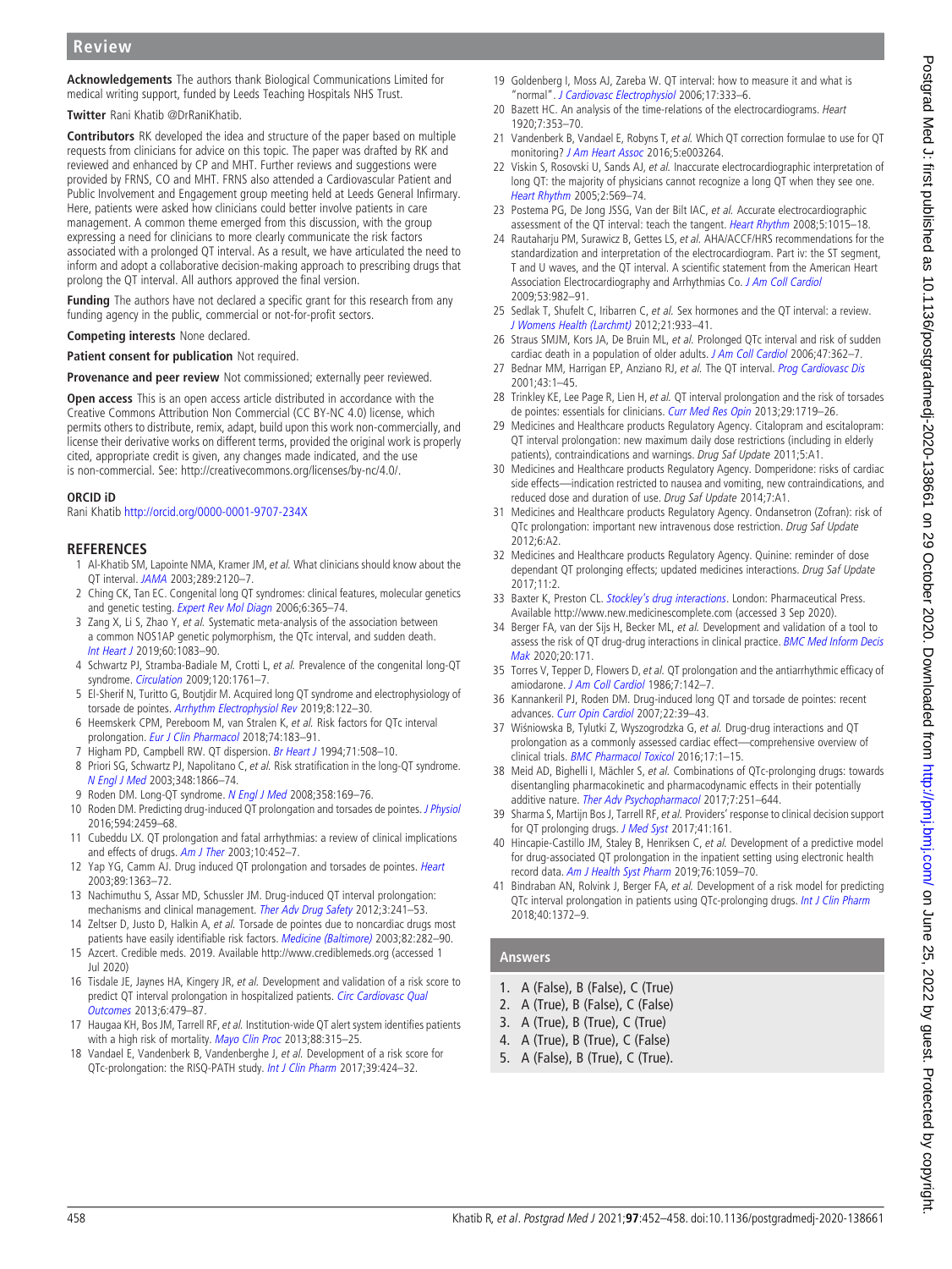**Acknowledgements** The authors thank Biological Communications Limited for medical writing support, funded by Leeds Teaching Hospitals NHS Trust.

**Twitter** Rani Khatib @DrRaniKhatib.

**Contributors** RK developed the idea and structure of the paper based on multiple requests from clinicians for advice on this topic. The paper was drafted by RK and reviewed and enhanced by CP and MHT. Further reviews and suggestions were provided by FRNS, CO and MHT. FRNS also attended a Cardiovascular Patient and Public Involvement and Engagement group meeting held at Leeds General Infirmary. Here, patients were asked how clinicians could better involve patients in care management. A common theme emerged from this discussion, with the group expressing a need for clinicians to more clearly communicate the risk factors associated with a prolonged QT interval. As a result, we have articulated the need to inform and adopt a collaborative decision-making approach to prescribing drugs that prolong the QT interval. All authors approved the final version.

**Funding** The authors have not declared a specific grant for this research from any funding agency in the public, commercial or not-for-profit sectors.

**Competing interests** None declared.

**Patient consent for publication** Not required.

**Provenance and peer review** Not commissioned; externally peer reviewed.

**Open access** This is an open access article distributed in accordance with the Creative Commons Attribution Non Commercial (CC BY-NC 4.0) license, which permits others to distribute, remix, adapt, build upon this work non-commercially, and license their derivative works on different terms, provided the original work is properly cited, appropriate credit is given, any changes made indicated, and the use is non-commercial. See: http://creativecommons.org/licenses/by-nc/4.0/.

### ORCID iD

Rani Khatib http://orcid.org/0000-0001-9707-234X

## REFERENCES

1. Al-Khatib SM, Lapointe NMA, Kramer JM, *et al*. What clinicians should know about the QT interval. *JAMA* 2003;289:2120–7.
2. Ching CK, Tan EC. Congenital long QT syndromes: clinical features, molecular genetics and genetic testing. *Expert Rev Mol Diagn* 2006;6:365–74.
3. Zang X, Li S, Zhao Y, *et al*. Systematic meta-analysis of the association between a common NOS1AP genetic polymorphism, the QTc interval, and sudden death. *Int Heart J* 2019;60:1083–90.
4. Schwartz PJ, Stramba-Badiale M, Crotti L, *et al*. Prevalence of the congenital long-QT syndrome. *Circulation* 2009;120:1761–7.
5. El-Sherif N, Turitto G, Boutjdir M. Acquired long QT syndrome and electrophysiology of torsade de pointes. *Arrhythm Electrophysiol Rev* 2019;8:122–30.
6. Heemskerk CPM, Pereboom M, van Stralen K, *et al*. Risk factors for QTc interval prolongation. *Eur J Clin Pharmacol* 2018;74:183–91.
7. Higham PD, Campbell RW. QT dispersion. *Br Heart J* 1994;71:508–10.
8. Priori SG, Schwartz PJ, Napolitano C, *et al*. Risk stratification in the long-QT syndrome. *N Engl J Med* 2003;348:1866–74.
9. Roden DM. Long-QT syndrome. *N Engl J Med* 2008;358:169–76.
10. Roden DM. Predicting drug-induced QT prolongation and torsades de pointes. *J Physiol* 2016;594:2459–68.
11. Cubeddu LX. QT prolongation and fatal arrhythmias: a review of clinical implications and effects of drugs. *Am J Ther* 2003;10:452–7.
12. Yap YG, Camm AJ. Drug induced QT prolongation and torsades de pointes. *Heart* 2003;89:1363–72.
13. Nachimuthu S, Assar MD, Schussler JM. Drug-induced QT interval prolongation: mechanisms and clinical management. *Ther Adv Drug Safety* 2012;3:241–53.
14. Zeltser D, Justo D, Halkin A, *et al*. Torsade de pointes due to noncardiac drugs most patients have easily identifiable risk factors. *Medicine (Baltimore)* 2003;82:282–90.
15. Azcert. Credible meds. 2019. Available http://www.crediblemeds.org (accessed 1 Jul 2020)
16. Tisdale JE, Jaynes HA, Kingery JR, *et al*. Development and validation of a risk score to predict QT interval prolongation in hospitalized patients. *Circ Cardiovasc Qual Outcomes* 2013;6:479–87.
17. Haugaa KH, Bos JM, Tarrell RF, *et al*. Institution-wide QT alert system identifies patients with a high risk of mortality. *Mayo Clin Proc* 2013;88:315–25.
18. Vandael E, Vandenberk B, Vandenberghe J, *et al*. Development of a risk score for QTc-prolongation: the RISQ-PATH study. *Int J Clin Pharm* 2017;39:424–32.
19. Goldenberg I, Moss AJ, Zareba W. QT interval: how to measure it and what is "normal". *J Cardiovasc Electrophysiol* 2006;17:333–6.
20. Bazett HC. An analysis of the time-relations of the electrocardiograms. *Heart* 1920;7:353–70.
21. Vandenberk B, Vandael E, Robyns T, *et al*. Which QT correction formulae to use for QT monitoring? *J Am Heart Assoc* 2016;5:e003264.
22. Viskin S, Rosovski U, Sands AJ, *et al*. Inaccurate electrocardiographic interpretation of long QT: the majority of physicians cannot recognize a long QT when they see one. *Heart Rhythm* 2005;2:569–74.
23. Postema PG, De Jong JSSG, Van der Bilt IAC, *et al*. Accurate electrocardiographic assessment of the QT interval: teach the tangent. *Heart Rhythm* 2008;5:1015–18.
24. Rautaharju PM, Surawicz B, Gettes LS, *et al*. AHA/ACCF/HRS recommendations for the standardization and interpretation of the electrocardiogram. Part iv: the ST segment, T and U waves, and the QT interval. A scientific statement from the American Heart Association Electrocardiography and Arrhythmias Co. *J Am Coll Cardiol* 2009;53:982–91.
25. Sedlak T, Shufelt C, Iribarren C, *et al*. Sex hormones and the QT interval: a review. *J Womens Health (Larchmt)* 2012;21:933–41.
26. Straus SMJM, Kors JA, De Bruin ML, *et al*. Prolonged QTc interval and risk of sudden cardiac death in a population of older adults. *J Am Coll Cardiol* 2006;47:362–7.
27. Bednar MM, Harrigan EP, Anziano RJ, *et al*. The QT interval. *Prog Cardiovasc Dis* 2001;43:1–45.
28. Trinkley KE, Lee Page R, Lien H, *et al*. QT interval prolongation and the risk of torsades de pointes: essentials for clinicians. *Curr Med Res Opin* 2013;29:1719–26.
29. Medicines and Healthcare products Regulatory Agency. Citalopram and escitalopram: QT interval prolongation: new maximum daily dose restrictions (including in elderly patients), contraindications and warnings. *Drug Saf Update* 2011;5:A1.
30. Medicines and Healthcare products Regulatory Agency. Domperidone: risks of cardiac side effects—indication restricted to nausea and vomiting, new contraindications, and reduced dose and duration of use. *Drug Saf Update* 2014;7:A1.
31. Medicines and Healthcare products Regulatory Agency. Ondansetron (Zofran): risk of QTc prolongation: important new intravenous dose restriction. *Drug Saf Update* 2012;6:A2.
32. Medicines and Healthcare products Regulatory Agency. Quinine: reminder of dose dependant QT prolonging effects; updated medicines interactions. *Drug Saf Update* 2017;11:2.
33. Baxter K, Preston CL. *Stockley's drug interactions*. London: Pharmaceutical Press. Available http://www.new.medicinescomplete.com (accessed 3 Sep 2020).
34. Berger FA, van der Sijs H, Becker ML, *et al*. Development and validation of a tool to assess the risk of QT drug-drug interactions in clinical practice. *BMC Med Inform Decis Mak* 2020;20:171.
35. Torres V, Tepper D, Flowers D, *et al*. QT prolongation and the antiarrhythmic efficacy of amiodarone. *J Am Coll Cardiol* 1986;7:142–7.
36. Kannankeril PJ, Roden DM. Drug-induced long QT and torsade de pointes: recent advances. *Curr Opin Cardiol* 2007;22:39–43.
37. Wiśniowska B, Tylutki Z, Wyszogrodzka G, *et al*. Drug-drug interactions and QT prolongation as a commonly assessed cardiac effect—comprehensive overview of clinical trials. *BMC Pharmacol Toxicol* 2016;17:1–15.
38. Meid AD, Bighelli I, Mächler S, *et al*. Combinations of QTc-prolonging drugs: towards disentangling pharmacokinetic and pharmacodynamic effects in their potentially additive nature. *Ther Adv Psychopharmacol* 2017;7:251–644.
39. Sharma S, Martijn Bos J, Tarrell RF, *et al*. Providers' response to clinical decision support for QT prolonging drugs. *J Med Syst* 2017;41:161.
40. Hincapie-Castillo JM, Staley B, Henriksen C, *et al*. Development of a predictive model for drug-associated QT prolongation in the inpatient setting using electronic health record data. *Am J Health Syst Pharm* 2019;76:1059–70.
41. Bindraban AN, Rolvink J, Berger FA, *et al*. Development of a risk model for predicting QTc interval prolongation in patients using QTc-prolonging drugs. *Int J Clin Pharm* 2018;40:1372–9.

## Answers

1. A (False), B (False), C (True)
2. A (True), B (False), C (False)
3. A (True), B (True), C (True)
4. A (True), B (True), C (False)
5. A (False), B (True), C (True).